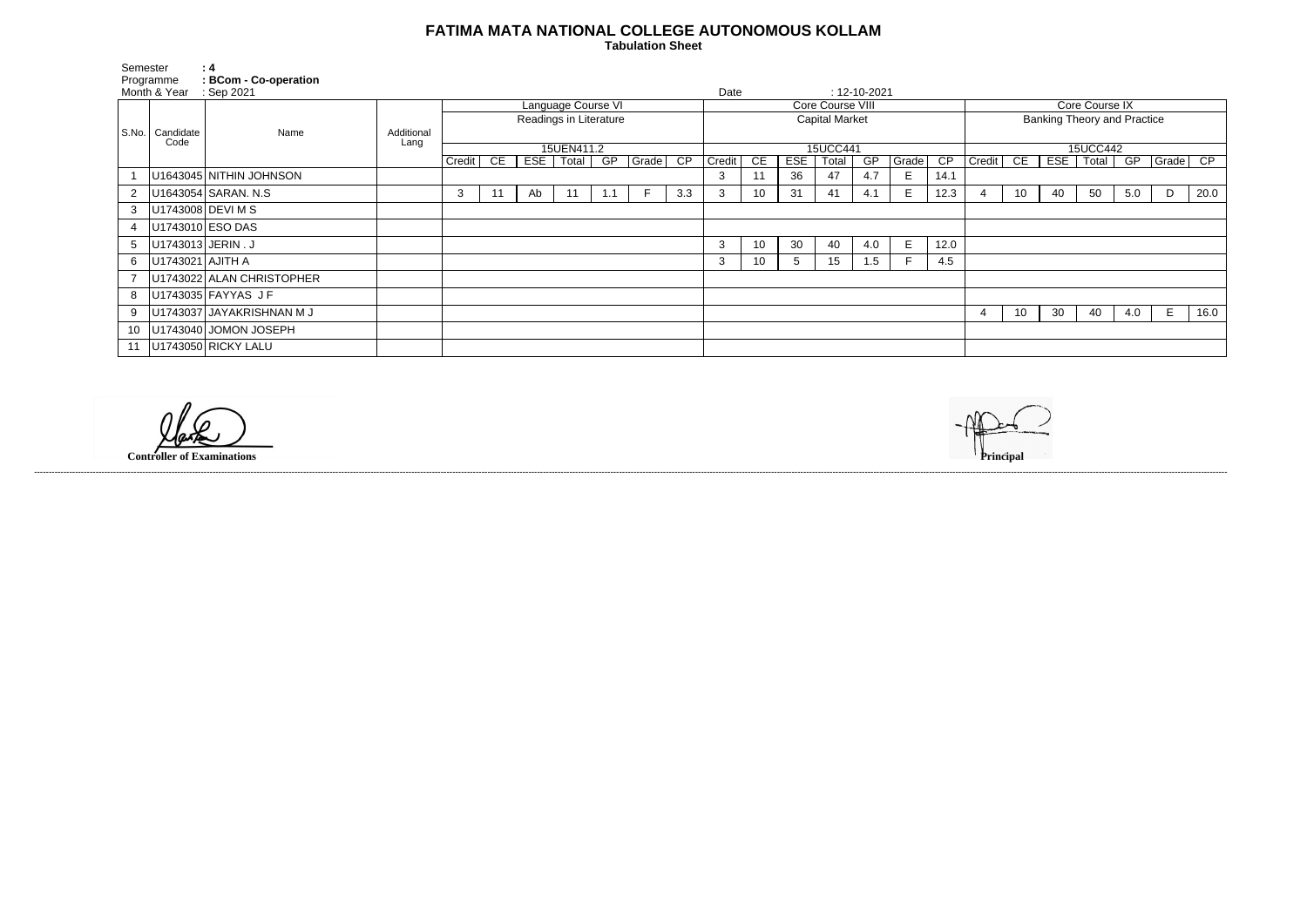# FATIMA MATA NATIONAL COLLEGE AUTONOMOUS KOLLAM

**Tabulation Sheet**

Semester : 4
Programme : BCom - Co-operation
Month & Year : Sep 2021
Date : 12-10-2021

| S.No. | Candidate Code | Name | Additional Lang | Language Course VI | | | | | | | Core Course VIII | | | | | | | Core Course IX | | | | | | |
|---|---|---|---|---|---|---|---|---|---|---|---|---|---|---|---|---|---|---|---|---|---|---|---|---|
| | | | | Readings in Literature | | | | | | | Capital Market | | | | | | | Banking Theory and Practice | | | | | | |
| | | | | 15UEN411.2 | | | | | | | 15UCC441 | | | | | | | 15UCC442 | | | | | | |
| | | | | Credit | CE | ESE | Total | GP | Grade | CP | Credit | CE | ESE | Total | GP | Grade | CP | Credit | CE | ESE | Total | GP | Grade | CP |
| 1 | U1643045 | NITHIN JOHNSON | | | | | | | | | 3 | 11 | 36 | 47 | 4.7 | E | 14.1 | | | | | | | |
| 2 | U1643054 | SARAN. N.S | | 3 | 11 | Ab | 11 | 1.1 | F | 3.3 | 3 | 10 | 31 | 41 | 4.1 | E | 12.3 | 4 | 10 | 40 | 50 | 5.0 | D | 20.0 |
| 3 | U1743008 | DEVI M S | | | | | | | | | | | | | | | | | | | | | | |
| 4 | U1743010 | ESO DAS | | | | | | | | | | | | | | | | | | | | | | |
| 5 | U1743013 | JERIN . J | | | | | | | | | 3 | 10 | 30 | 40 | 4.0 | E | 12.0 | | | | | | | |
| 6 | U1743021 | AJITH A | | | | | | | | | 3 | 10 | 5 | 15 | 1.5 | F | 4.5 | | | | | | | |
| 7 | U1743022 | ALAN CHRISTOPHER | | | | | | | | | | | | | | | | | | | | | | |
| 8 | U1743035 | FAYYAS J F | | | | | | | | | | | | | | | | | | | | | | |
| 9 | U1743037 | JAYAKRISHNAN M J | | | | | | | | | | | | | | | | 4 | 10 | 30 | 40 | 4.0 | E | 16.0 |
| 10 | U1743040 | JOMON JOSEPH | | | | | | | | | | | | | | | | | | | | | | |
| 11 | U1743050 | RICKY LALU | | | | | | | | | | | | | | | | | | | | | | |

**Controller of Examinations**

**Principal**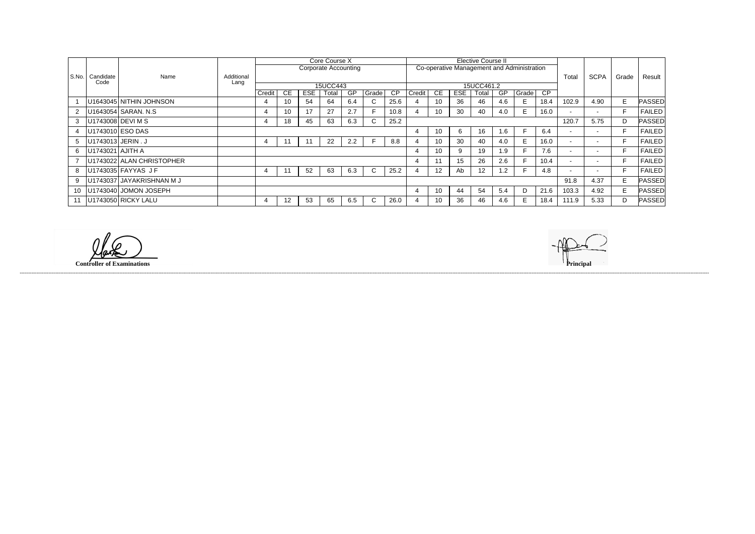| S.No. | Candidate Code | Name | Additional Lang | Core Course X Corporate Accounting 15UCC443 | | | | | | | Elective Course II Co-operative Management and Administration 15UCC461.2 | | | | | | | Total | SCPA | Grade | Result |
|---|---|---|---|---|---|---|---|---|---|---|---|---|---|---|---|---|---|---|---|---|---|
| | | | | Credit | CE | ESE | Total | GP | Grade | CP | Credit | CE | ESE | Total | GP | Grade | CP | | | | |
| 1 | U1643045 | NITHIN JOHNSON | | 4 | 10 | 54 | 64 | 6.4 | C | 25.6 | 4 | 10 | 36 | 46 | 4.6 | E | 18.4 | 102.9 | 4.90 | E | PASSED |
| 2 | U1643054 | SARAN. N.S | | 4 | 10 | 17 | 27 | 2.7 | F | 10.8 | 4 | 10 | 30 | 40 | 4.0 | E | 16.0 | - | - | F | FAILED |
| 3 | U1743008 | DEVI M S | | 4 | 18 | 45 | 63 | 6.3 | C | 25.2 | | | | | | | | 120.7 | 5.75 | D | PASSED |
| 4 | U1743010 | ESO DAS | | | | | | | | | 4 | 10 | 6 | 16 | 1.6 | F | 6.4 | - | - | F | FAILED |
| 5 | U1743013 | JERIN . J | | 4 | 11 | 11 | 22 | 2.2 | F | 8.8 | 4 | 10 | 30 | 40 | 4.0 | E | 16.0 | - | - | F | FAILED |
| 6 | U1743021 | AJITH A | | | | | | | | | 4 | 10 | 9 | 19 | 1.9 | F | 7.6 | - | - | F | FAILED |
| 7 | U1743022 | ALAN CHRISTOPHER | | | | | | | | | 4 | 11 | 15 | 26 | 2.6 | F | 10.4 | - | - | F | FAILED |
| 8 | U1743035 | FAYYAS J F | | 4 | 11 | 52 | 63 | 6.3 | C | 25.2 | 4 | 12 | Ab | 12 | 1.2 | F | 4.8 | - | - | F | FAILED |
| 9 | U1743037 | JAYAKRISHNAN M J | | | | | | | | | | | | | | | | 91.8 | 4.37 | E | PASSED |
| 10 | U1743040 | JOMON JOSEPH | | | | | | | | | 4 | 10 | 44 | 54 | 5.4 | D | 21.6 | 103.3 | 4.92 | E | PASSED |
| 11 | U1743050 | RICKY LALU | | 4 | 12 | 53 | 65 | 6.5 | C | 26.0 | 4 | 10 | 36 | 46 | 4.6 | E | 18.4 | 111.9 | 5.33 | D | PASSED |

**Controller of Examinations**

**Principal**